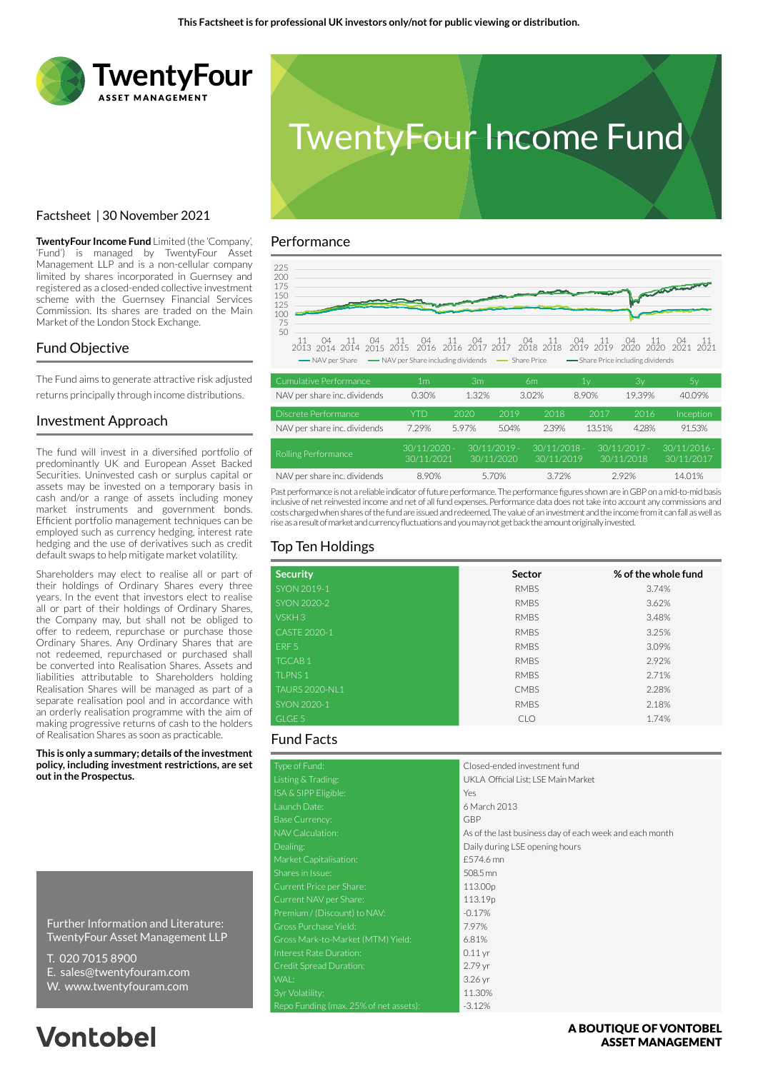This Factsheet is for professional UK investors only/not for public viewing or distribution.

TwentyFour ASSET MANAGEMENT

# TwentyFour Income Fund

Factsheet | 30 November 2021

**TwentyFour Income Fund** Limited (the 'Company', 'Fund') is managed by TwentyFour Asset Management LLP and is a non-cellular company limited by shares incorporated in Guernsey and registered as a closed-ended collective investment scheme with the Guernsey Financial Services Commission. Its shares are traded on the Main Market of the London Stock Exchange.

## Fund Objective

The Fund aims to generate attractive risk adjusted returns principally through income distributions.

## Investment Approach

The fund will invest in a diversified portfolio of predominantly UK and European Asset Backed Securities. Uninvested cash or surplus capital or assets may be invested on a temporary basis in cash and/or a range of assets including money market instruments and government bonds. Efficient portfolio management techniques can be employed such as currency hedging, interest rate hedging and the use of derivatives such as credit default swaps to help mitigate market volatility.

Shareholders may elect to realise all or part of their holdings of Ordinary Shares every three years. In the event that investors elect to realise all or part of their holdings of Ordinary Shares, the Company may, but shall not be obliged to offer to redeem, repurchase or purchase those Ordinary Shares. Any Ordinary Shares that are not redeemed, repurchased or purchased shall be converted into Realisation Shares. Assets and liabilities attributable to Shareholders holding Realisation Shares will be managed as part of a separate realisation pool and in accordance with an orderly realisation programme with the aim of making progressive returns of cash to the holders of Realisation Shares as soon as practicable.

**This is only a summary; details of the investment policy, including investment restrictions, are set out in the Prospectus.**

Further Information and Literature:
TwentyFour Asset Management LLP

T. 020 7015 8900
E. sales@twentyfouram.com
W. www.twentyfouram.com

## Performance

Chart legend: NAV per Share; NAV per Share including dividends; Share Price; Share Price including dividends

| Cumulative Performance | 1m | 3m | 6m | 1y | 3y | 5y |
|---|---|---|---|---|---|---|
| NAV per share inc. dividends | 0.30% | 1.32% | 3.02% | 8.90% | 19.39% | 40.09% |

| Discrete Performance | YTD | 2020 | 2019 | 2018 | 2017 | 2016 | Inception |
|---|---|---|---|---|---|---|---|
| NAV per share inc. dividends | 7.29% | 5.97% | 5.04% | 2.39% | 13.51% | 4.28% | 91.53% |

| Rolling Performance | 30/11/2020 - 30/11/2021 | 30/11/2019 - 30/11/2020 | 30/11/2018 - 30/11/2019 | 30/11/2017 - 30/11/2018 | 30/11/2016 - 30/11/2017 |
|---|---|---|---|---|---|
| NAV per share inc. dividends | 8.90% | 5.70% | 3.72% | 2.92% | 14.01% |

Past performance is not a reliable indicator of future performance. The performance figures shown are in GBP on a mid-to-mid basis inclusive of net reinvested income and net of all fund expenses. Performance data does not take into account any commissions and costs charged when shares of the fund are issued and redeemed. The value of an investment and the income from it can fall as well as rise as a result of market and currency fluctuations and you may not get back the amount originally invested.

## Top Ten Holdings

| Security | Sector | % of the whole fund |
|---|---|---|
| SYON 2019-1 | RMBS | 3.74% |
| SYON 2020-2 | RMBS | 3.62% |
| VSKH 3 | RMBS | 3.48% |
| CASTE 2020-1 | RMBS | 3.25% |
| ERF 5 | RMBS | 3.09% |
| TGCAB 1 | RMBS | 2.92% |
| TLPNS 1 | RMBS | 2.71% |
| TAURS 2020-NL1 | CMBS | 2.28% |
| SYON 2020-1 | RMBS | 2.18% |
| GLGE 5 | CLO | 1.74% |

## Fund Facts

| | |
|---|---|
| Type of Fund: | Closed-ended investment fund |
| Listing & Trading: | UKLA Official List; LSE Main Market |
| ISA & SIPP Eligible: | Yes |
| Launch Date: | 6 March 2013 |
| Base Currency: | GBP |
| NAV Calculation: | As of the last business day of each week and each month |
| Dealing: | Daily during LSE opening hours |
| Market Capitalisation: | £574.6 mn |
| Shares in Issue: | 508.5 mn |
| Current Price per Share: | 113.00p |
| Current NAV per Share: | 113.19p |
| Premium / (Discount) to NAV: | -0.17% |
| Gross Purchase Yield: | 7.97% |
| Gross Mark-to-Market (MTM) Yield: | 6.81% |
| Interest Rate Duration: | 0.11 yr |
| Credit Spread Duration: | 2.79 yr |
| WAL: | 3.26 yr |
| 3yr Volatility: | 11.30% |
| Repo Funding (max. 25% of net assets): | -3.12% |

Vontobel

A BOUTIQUE OF VONTOBEL ASSET MANAGEMENT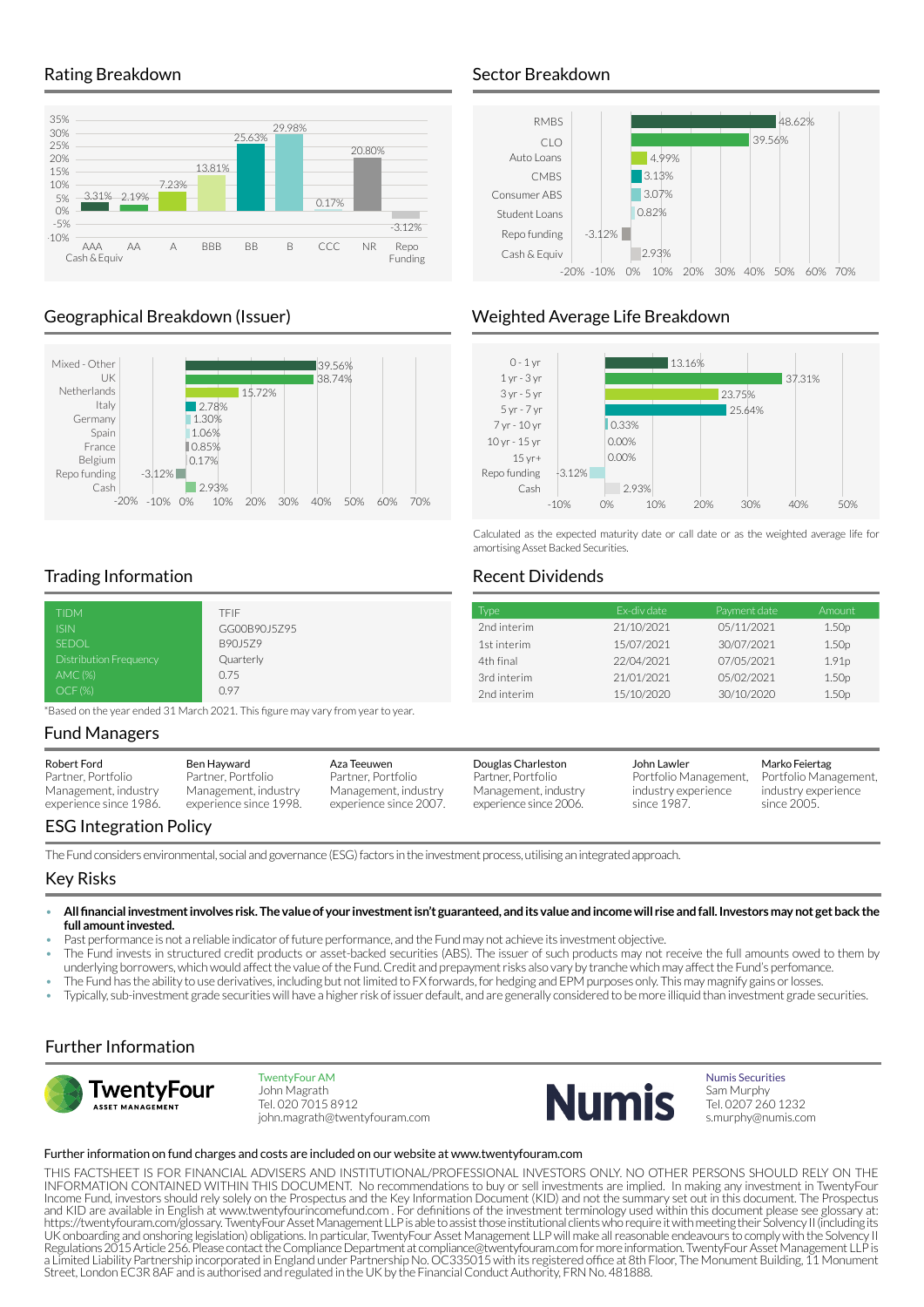## Rating Breakdown

35%
30%
25%
20%
15%
10%
5%
0%
-5%
-10%

3.31% 2.19% 7.23% 13.81% 25.63% 29.98% 0.17% 20.80% -3.12%

AAA Cash & Equiv
AA
A
BBB
BB
B
CCC
NR
Repo Funding

## Sector Breakdown

RMBS 48.62%
CLO 39.56%
Auto Loans 4.99%
CMBS 3.13%
Consumer ABS 3.07%
Student Loans 0.82%
Repo funding -3.12%
Cash & Equiv 2.93%

-20% -10% 0% 10% 20% 30% 40% 50% 60% 70%

## Geographical Breakdown (Issuer)

Mixed - Other 39.56%
UK 38.74%
Netherlands 15.72%
Italy 2.78%
Germany 1.30%
Spain 1.06%
France 0.85%
Belgium 0.17%
Repo funding -3.12%
Cash 2.93%

-20% -10% 0% 10% 20% 30% 40% 50% 60% 70%

## Weighted Average Life Breakdown

0 - 1 yr 13.16%
1 yr - 3 yr 37.31%
3 yr - 5 yr 23.75%
5 yr - 7 yr 25.64%
7 yr - 10 yr 0.33%
10 yr - 15 yr 0.00%
15 yr+ 0.00%
Repo funding -3.12%
Cash 2.93%

-10% 0% 10% 20% 30% 40% 50%

Calculated as the expected maturity date or call date or as the weighted average life for amortising Asset Backed Securities.

## Trading Information

| | |
|---|---|
| TIDM | TFIF |
| ISIN | GG00B90J5Z95 |
| SEDOL | B90J5Z9 |
| Distribution Frequency | Quarterly |
| AMC (%) | 0.75 |
| OCF (%) | 0.97 |

*Based on the year ended 31 March 2021. This figure may vary from year to year.

## Recent Dividends

| Type | Ex-div date | Payment date | Amount |
|---|---|---|---|
| 2nd interim | 21/10/2021 | 05/11/2021 | 1.50p |
| 1st interim | 15/07/2021 | 30/07/2021 | 1.50p |
| 4th final | 22/04/2021 | 07/05/2021 | 1.91p |
| 3rd interim | 21/01/2021 | 05/02/2021 | 1.50p |
| 2nd interim | 15/10/2020 | 30/10/2020 | 1.50p |

## Fund Managers

**Robert Ford**
Partner, Portfolio Management, industry experience since 1986.

**Ben Hayward**
Partner, Portfolio Management, industry experience since 1998.

**Aza Teeuwen**
Partner, Portfolio Management, industry experience since 2007.

**Douglas Charleston**
Partner, Portfolio Management, industry experience since 2006.

**John Lawler**
Portfolio Management, industry experience since 1987.

**Marko Feiertag**
Portfolio Management, industry experience since 2005.

## ESG Integration Policy

The Fund considers environmental, social and governance (ESG) factors in the investment process, utilising an integrated approach.

## Key Risks

- **All financial investment involves risk. The value of your investment isn't guaranteed, and its value and income will rise and fall. Investors may not get back the full amount invested.**
- Past performance is not a reliable indicator of future performance, and the Fund may not achieve its investment objective.
- The Fund invests in structured credit products or asset-backed securities (ABS). The issuer of such products may not receive the full amounts owed to them by underlying borrowers, which would affect the value of the Fund. Credit and prepayment risks also vary by tranche which may affect the Fund's perfomance.
- The Fund has the ability to use derivatives, including but not limited to FX forwards, for hedging and EPM purposes only. This may magnify gains or losses.
- Typically, sub-investment grade securities will have a higher risk of issuer default, and are generally considered to be more illiquid than investment grade securities.

## Further Information

TwentyFour ASSET MANAGEMENT

TwentyFour AM
John Magrath
Tel. 020 7015 8912
john.magrath@twentyfouram.com

Numis

Numis Securities
Sam Murphy
Tel. 0207 260 1232
s.murphy@numis.com

Further information on fund charges and costs are included on our website at www.twentyfouram.com

THIS FACTSHEET IS FOR FINANCIAL ADVISERS AND INSTITUTIONAL/PROFESSIONAL INVESTORS ONLY. NO OTHER PERSONS SHOULD RELY ON THE INFORMATION CONTAINED WITHIN THIS DOCUMENT. No recommendations to buy or sell investments are implied. In making any investment in TwentyFour Income Fund, investors should rely solely on the Prospectus and the Key Information Document (KID) and not the summary set out in this document. The Prospectus and KID are available in English at www.twentyfourincomefund.com . For definitions of the investment terminology used within this document please see glossary at: https://twentyfouram.com/glossary. TwentyFour Asset Management LLP is able to assist those institutional clients who require it with meeting their Solvency II (including its UK onboarding and onshoring legislation) obligations. In particular, TwentyFour Asset Management LLP will make all reasonable endeavours to comply with the Solvency II Regulations 2015 Article 256. Please contact the Compliance Department at compliance@twentyfouram.com for more information. TwentyFour Asset Management LLP is a Limited Liability Partnership incorporated in England under Partnership No. OC335015 with its registered office at 8th Floor, The Monument Building, 11 Monument Street, London EC3R 8AF and is authorised and regulated in the UK by the Financial Conduct Authority, FRN No. 481888.